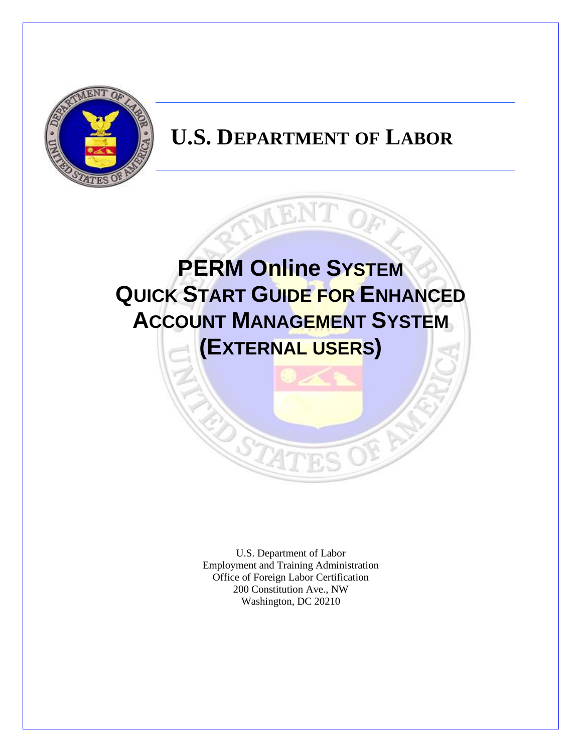# U.S. Department of Labor

# PERM Online System Quick Start Guide for Enhanced Account Management System (External users)

U.S. Department of Labor
Employment and Training Administration
Office of Foreign Labor Certification
200 Constitution Ave., NW
Washington, DC 20210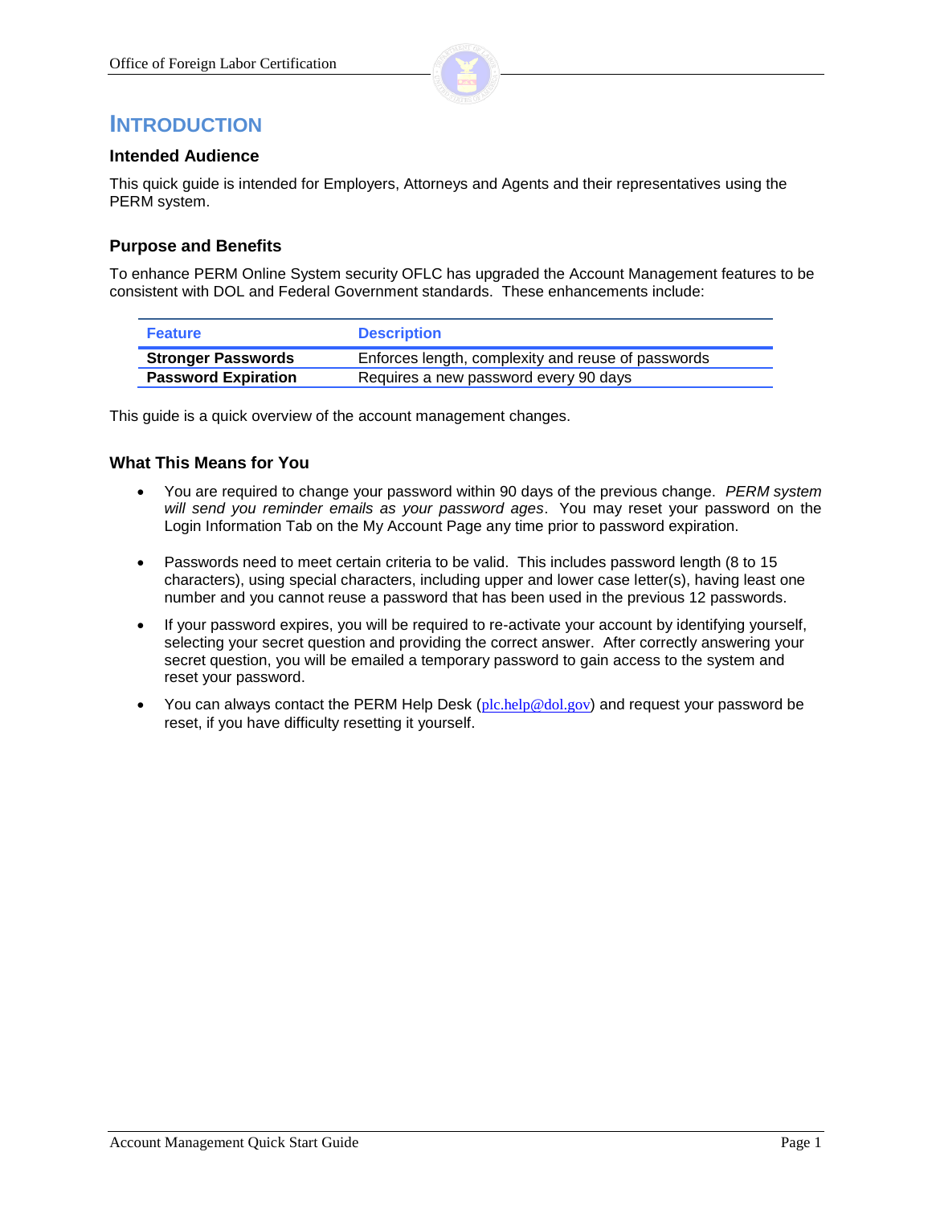# INTRODUCTION

### Intended Audience

This quick guide is intended for Employers, Attorneys and Agents and their representatives using the PERM system.

### Purpose and Benefits

To enhance PERM Online System security OFLC has upgraded the Account Management features to be consistent with DOL and Federal Government standards. These enhancements include:

| Feature | Description |
|---|---|
| **Stronger Passwords** | Enforces length, complexity and reuse of passwords |
| **Password Expiration** | Requires a new password every 90 days |

This guide is a quick overview of the account management changes.

### What This Means for You

- You are required to change your password within 90 days of the previous change. *PERM system will send you reminder emails as your password ages*. You may reset your password on the Login Information Tab on the My Account Page any time prior to password expiration.
- Passwords need to meet certain criteria to be valid. This includes password length (8 to 15 characters), using special characters, including upper and lower case letter(s), having least one number and you cannot reuse a password that has been used in the previous 12 passwords.
- If your password expires, you will be required to re-activate your account by identifying yourself, selecting your secret question and providing the correct answer. After correctly answering your secret question, you will be emailed a temporary password to gain access to the system and reset your password.
- You can always contact the PERM Help Desk (plc.help@dol.gov) and request your password be reset, if you have difficulty resetting it yourself.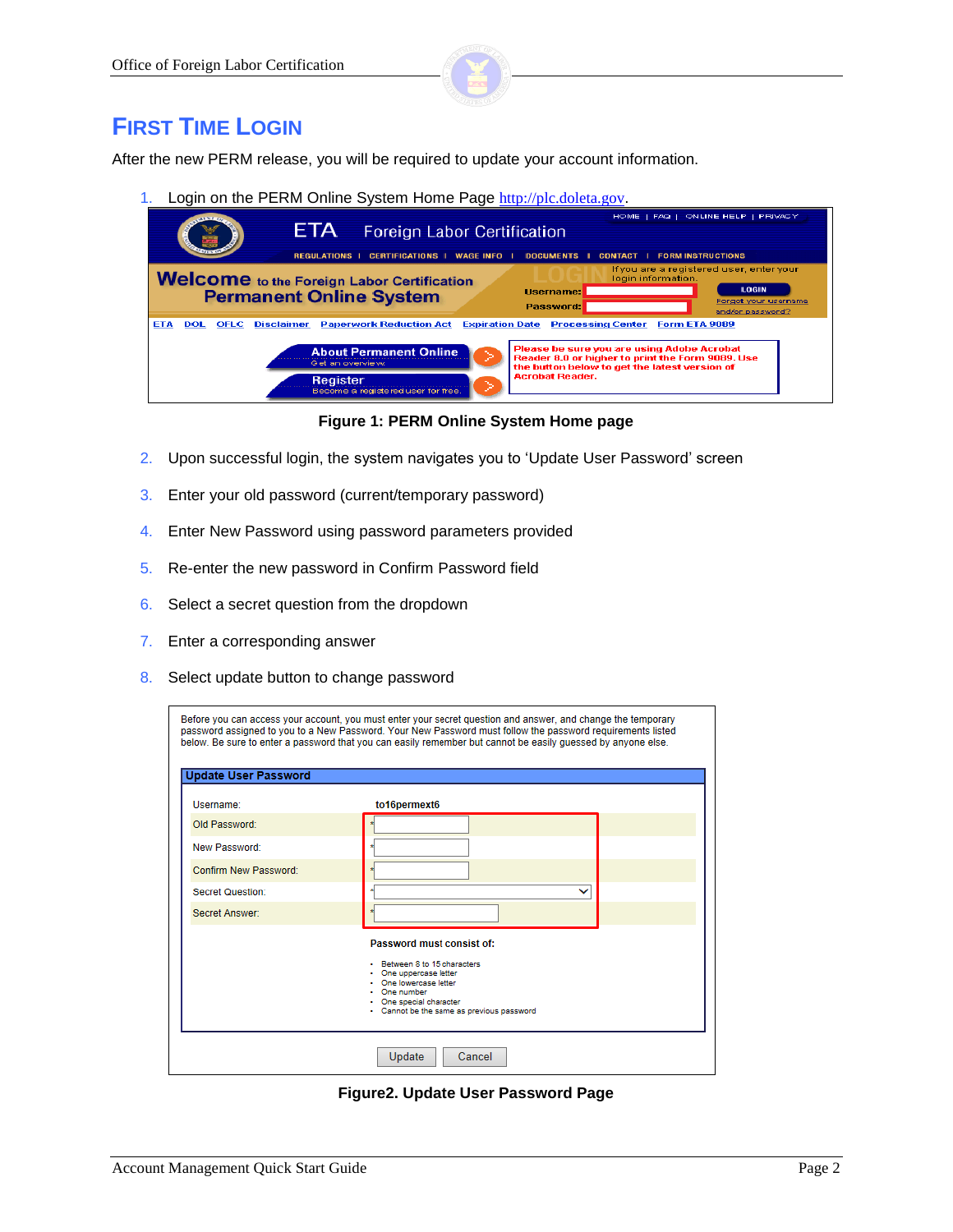# First Time Login

After the new PERM release, you will be required to update your account information.

1. Login on the PERM Online System Home Page http://plc.doleta.gov.

**Figure 1: PERM Online System Home page**

2. Upon successful login, the system navigates you to 'Update User Password' screen
3. Enter your old password (current/temporary password)
4. Enter New Password using password parameters provided
5. Re-enter the new password in Confirm Password field
6. Select a secret question from the dropdown
7. Enter a corresponding answer
8. Select update button to change password

**Figure2. Update User Password Page**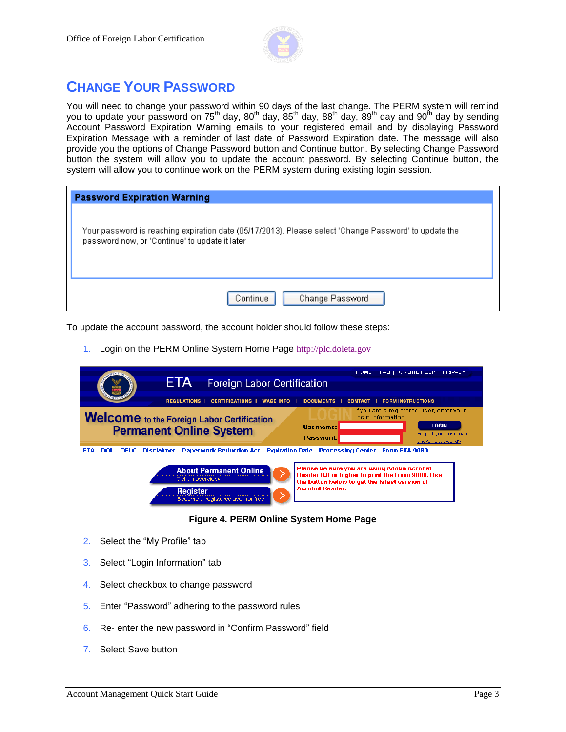## CHANGE YOUR PASSWORD

You will need to change your password within 90 days of the last change. The PERM system will remind you to update your password on 75th day, 80th day, 85th day, 88th day, 89th day and 90th day by sending Account Password Expiration Warning emails to your registered email and by displaying Password Expiration Message with a reminder of last date of Password Expiration date. The message will also provide you the options of Change Password button and Continue button. By selecting Change Password button the system will allow you to update the account password. By selecting Continue button, the system will allow you to continue work on the PERM system during existing login session.

**Password Expiration Warning**

Your password is reaching expiration date (05/17/2013). Please select 'Change Password' to update the password now, or 'Continue' to update it later

Continue | Change Password

To update the account password, the account holder should follow these steps:

1. Login on the PERM Online System Home Page http://plc.doleta.gov

**Figure 4. PERM Online System Home Page**

2. Select the "My Profile" tab
3. Select "Login Information" tab
4. Select checkbox to change password
5. Enter "Password" adhering to the password rules
6. Re- enter the new password in "Confirm Password" field
7. Select Save button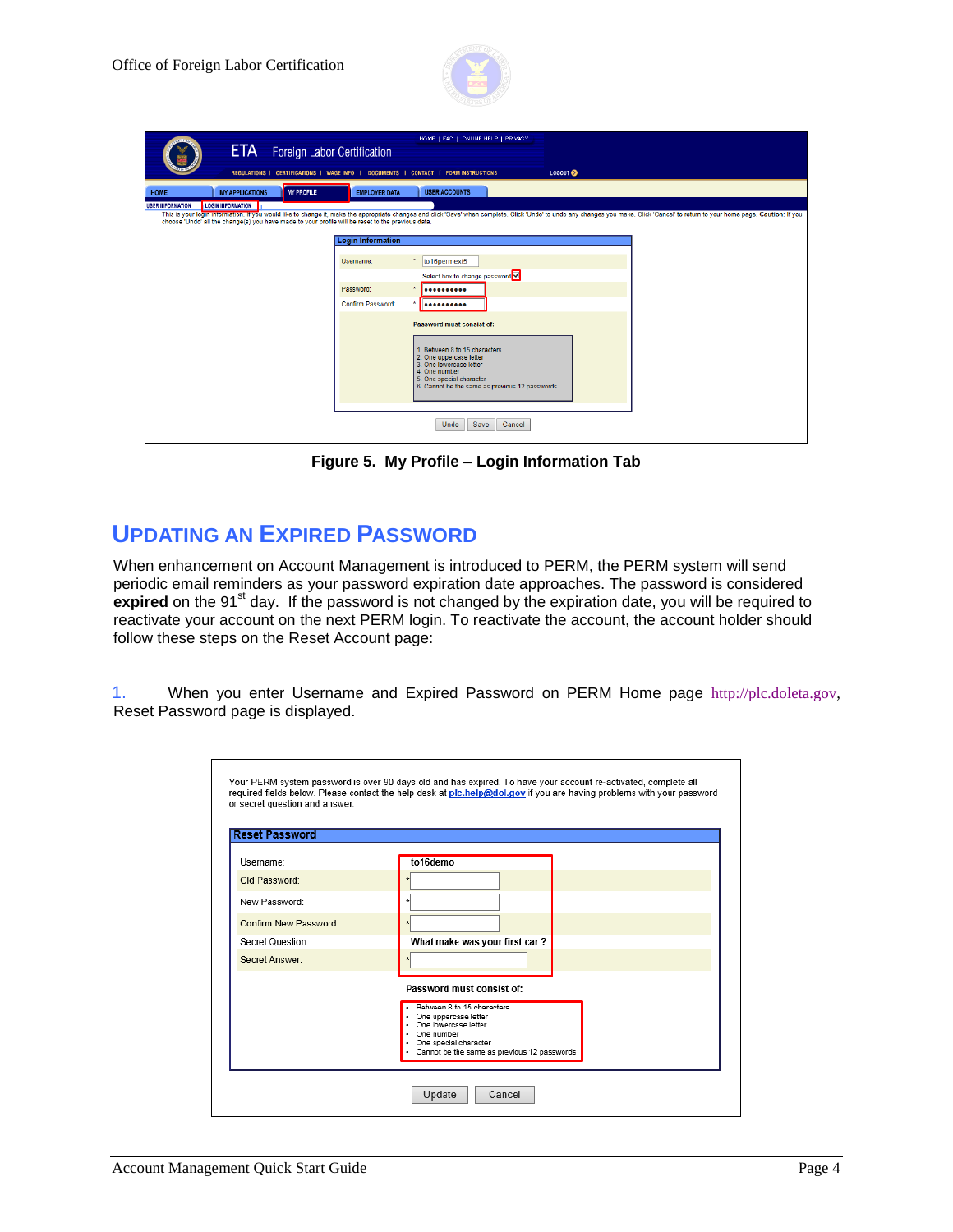Figure 5. My Profile – Login Information Tab

## UPDATING AN EXPIRED PASSWORD

When enhancement on Account Management is introduced to PERM, the PERM system will send periodic email reminders as your password expiration date approaches. The password is considered **expired** on the 91st day. If the password is not changed by the expiration date, you will be required to reactivate your account on the next PERM login. To reactivate the account, the account holder should follow these steps on the Reset Account page:

1. When you enter Username and Expired Password on PERM Home page http://plc.doleta.gov, Reset Password page is displayed.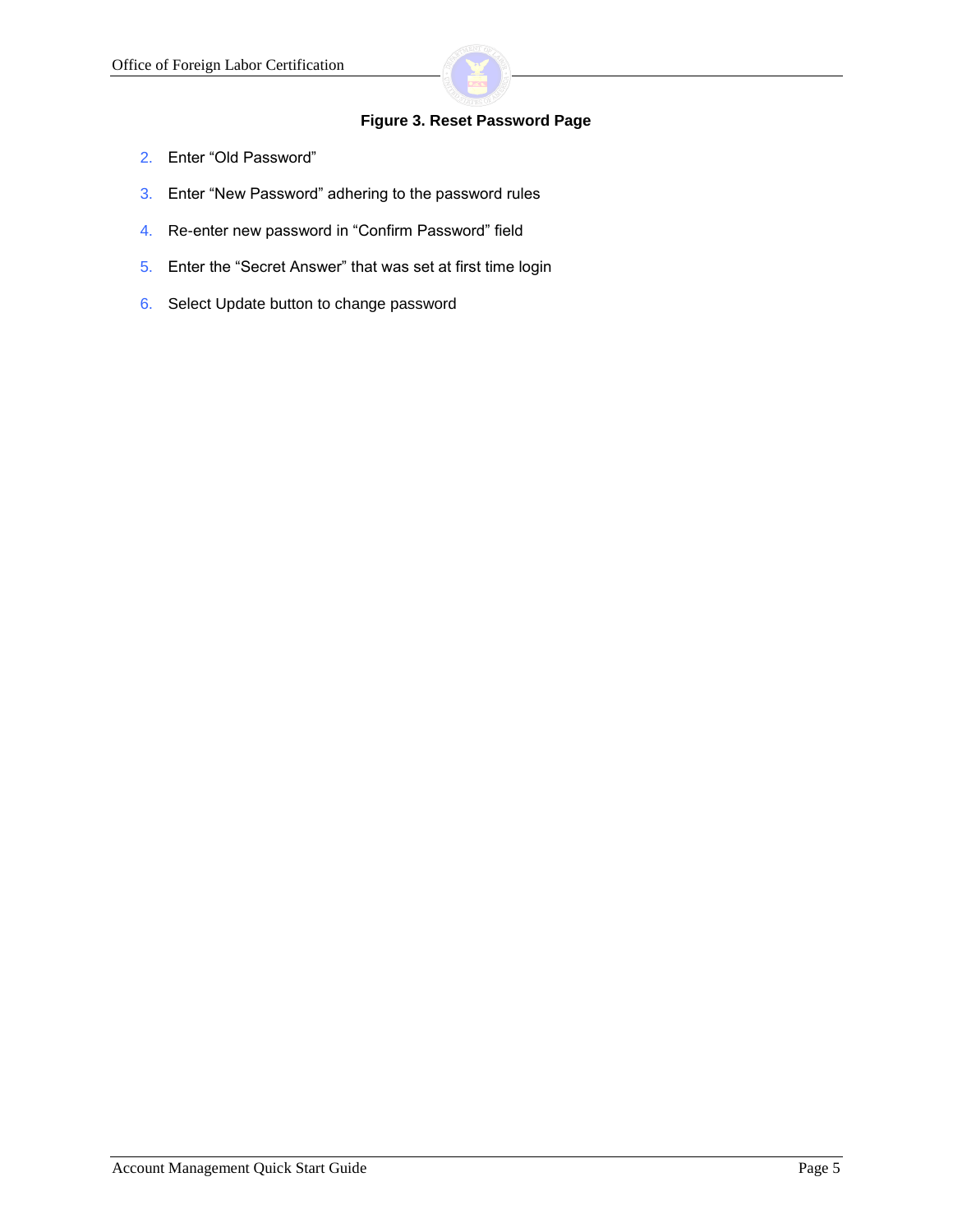**Figure 3. Reset Password Page**

2. Enter “Old Password”
3. Enter “New Password” adhering to the password rules
4. Re-enter new password in “Confirm Password” field
5. Enter the “Secret Answer” that was set at first time login
6. Select Update button to change password